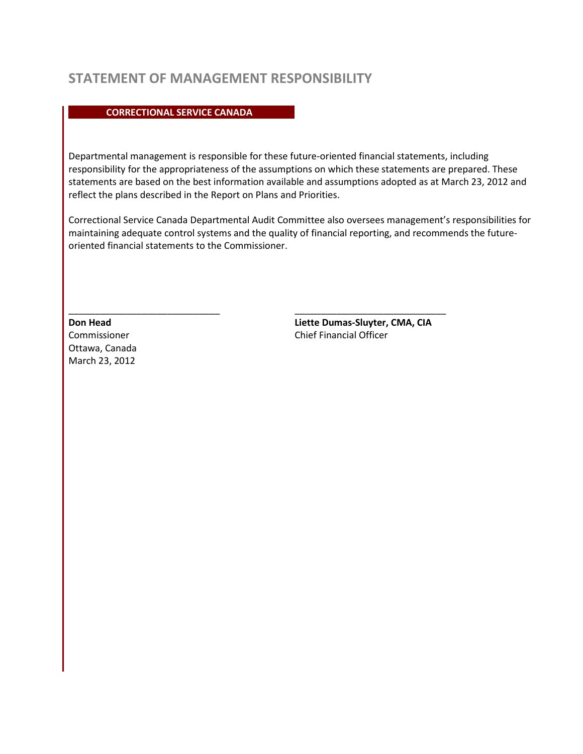# STATEMENT OF MANAGEMENT RESPONSIBILITY

**CORRECTIONAL SERVICE CANADA**

Departmental management is responsible for these future-oriented financial statements, including responsibility for the appropriateness of the assumptions on which these statements are prepared. These statements are based on the best information available and assumptions adopted as at March 23, 2012 and reflect the plans described in the Report on Plans and Priorities.

Correctional Service Canada Departmental Audit Committee also oversees management's responsibilities for maintaining adequate control systems and the quality of financial reporting, and recommends the future-oriented financial statements to the Commissioner.

\_\_\_\_\_\_\_\_\_\_\_\_\_\_\_\_\_\_\_\_\_\_\_\_\_\_\_\_\_\_
**Don Head**
Commissioner
Ottawa, Canada
March 23, 2012

\_\_\_\_\_\_\_\_\_\_\_\_\_\_\_\_\_\_\_\_\_\_\_\_\_\_\_\_\_\_
**Liette Dumas-Sluyter, CMA, CIA**
Chief Financial Officer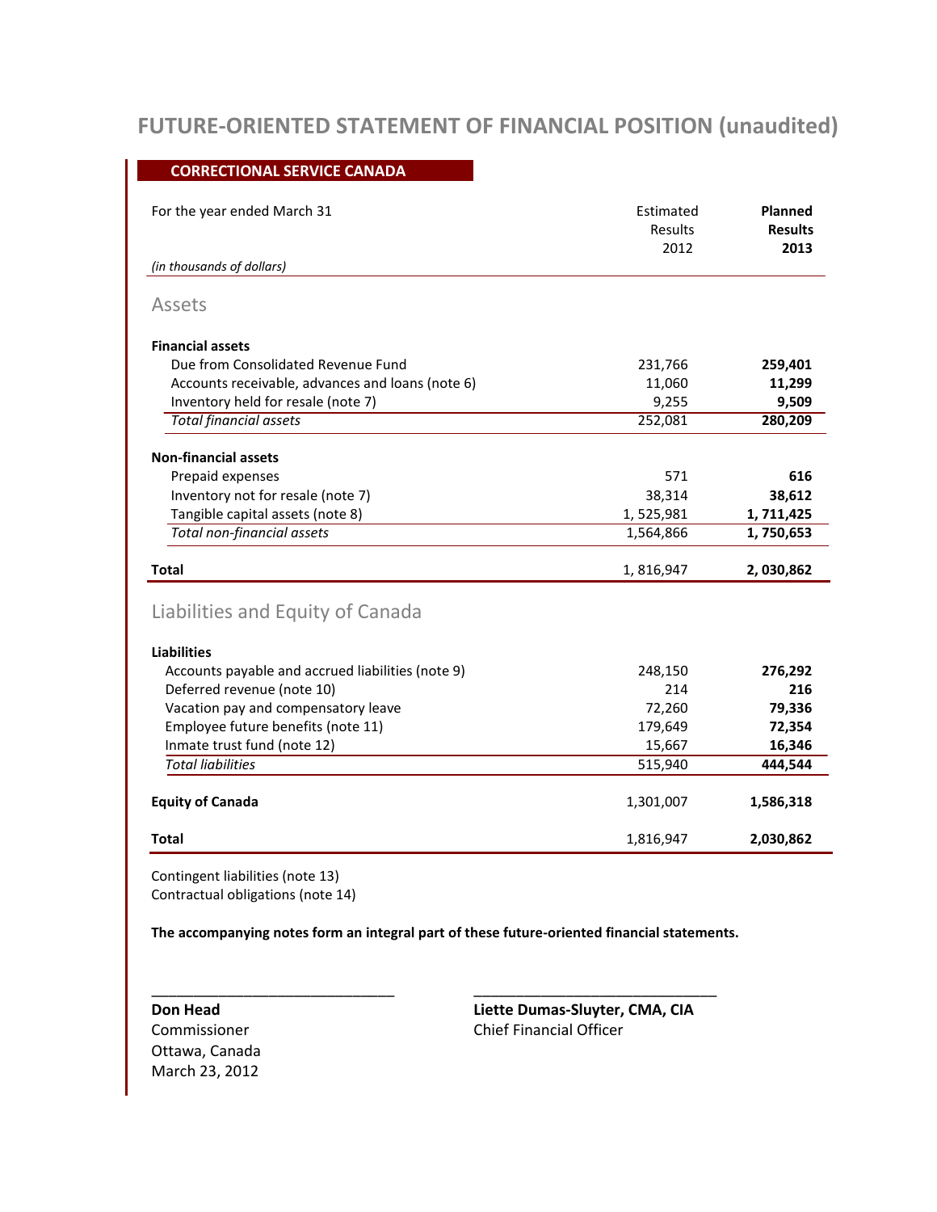# FUTURE-ORIENTED STATEMENT OF FINANCIAL POSITION (unaudited)

**CORRECTIONAL SERVICE CANADA**

| For the year ended March 31<br>*(in thousands of dollars)* | Estimated Results 2012 | **Planned Results 2013** |
|---|---|---|
| **Assets** | | |
| **Financial assets** | | |
| Due from Consolidated Revenue Fund | 231,766 | **259,401** |
| Accounts receivable, advances and loans (note 6) | 11,060 | **11,299** |
| Inventory held for resale (note 7) | 9,255 | **9,509** |
| *Total financial assets* | 252,081 | **280,209** |
| **Non-financial assets** | | |
| Prepaid expenses | 571 | **616** |
| Inventory not for resale (note 7) | 38,314 | **38,612** |
| Tangible capital assets (note 8) | 1, 525,981 | **1, 711,425** |
| *Total non-financial assets* | 1,564,866 | **1, 750,653** |
| **Total** | 1, 816,947 | **2, 030,862** |
| **Liabilities and Equity of Canada** | | |
| **Liabilities** | | |
| Accounts payable and accrued liabilities (note 9) | 248,150 | **276,292** |
| Deferred revenue (note 10) | 214 | **216** |
| Vacation pay and compensatory leave | 72,260 | **79,336** |
| Employee future benefits (note 11) | 179,649 | **72,354** |
| Inmate trust fund (note 12) | 15,667 | **16,346** |
| *Total liabilities* | 515,940 | **444,544** |
| **Equity of Canada** | 1,301,007 | **1,586,318** |
| **Total** | 1,816,947 | **2,030,862** |

Contingent liabilities (note 13)
Contractual obligations (note 14)

**The accompanying notes form an integral part of these future-oriented financial statements.**

**Don Head**
Commissioner
Ottawa, Canada
March 23, 2012

**Liette Dumas-Sluyter, CMA, CIA**
Chief Financial Officer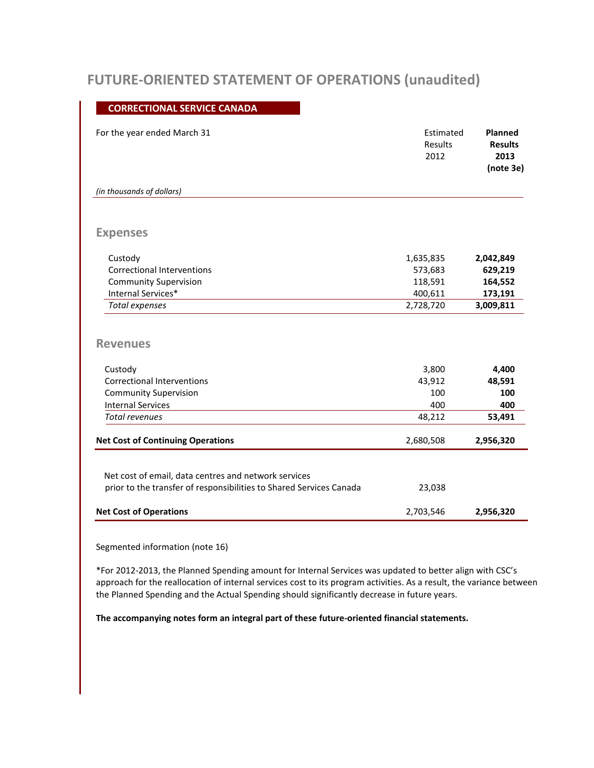# FUTURE-ORIENTED STATEMENT OF OPERATIONS (unaudited)

**CORRECTIONAL SERVICE CANADA**

| For the year ended March 31 | Estimated Results 2012 | **Planned Results 2013 (note 3e)** |
|---|---|---|
| *(in thousands of dollars)* | | |
| **Expenses** | | |
| Custody | 1,635,835 | **2,042,849** |
| Correctional Interventions | 573,683 | **629,219** |
| Community Supervision | 118,591 | **164,552** |
| Internal Services* | 400,611 | **173,191** |
| *Total expenses* | 2,728,720 | **3,009,811** |
| **Revenues** | | |
| Custody | 3,800 | **4,400** |
| Correctional Interventions | 43,912 | **48,591** |
| Community Supervision | 100 | **100** |
| Internal Services | 400 | **400** |
| *Total revenues* | 48,212 | **53,491** |
| **Net Cost of Continuing Operations** | 2,680,508 | **2,956,320** |
| Net cost of email, data centres and network services prior to the transfer of responsibilities to Shared Services Canada | 23,038 | |
| **Net Cost of Operations** | 2,703,546 | **2,956,320** |

Segmented information (note 16)

*For 2012-2013, the Planned Spending amount for Internal Services was updated to better align with CSC's approach for the reallocation of internal services cost to its program activities. As a result, the variance between the Planned Spending and the Actual Spending should significantly decrease in future years.

**The accompanying notes form an integral part of these future-oriented financial statements.**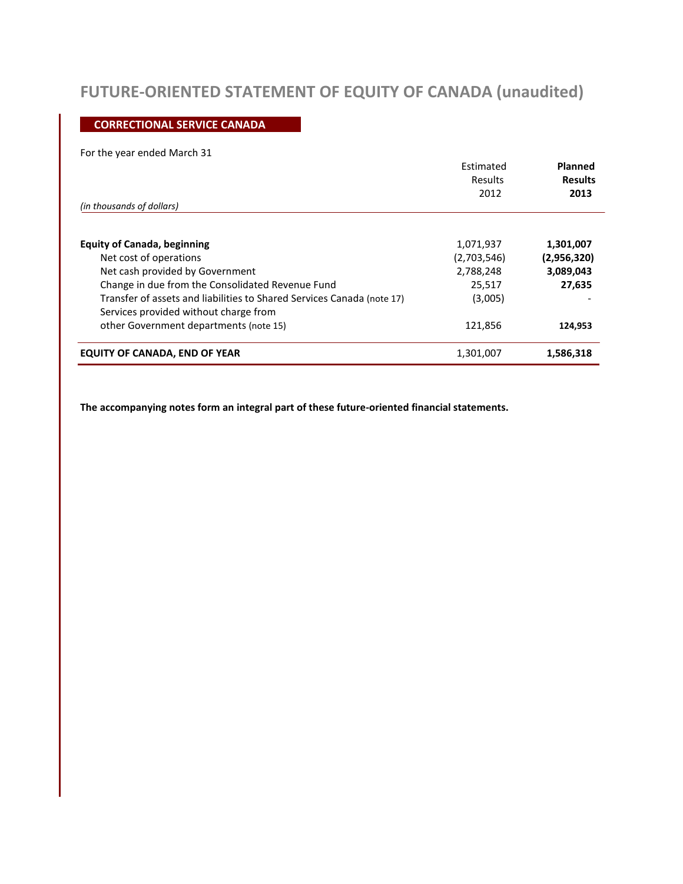# FUTURE-ORIENTED STATEMENT OF EQUITY OF CANADA (unaudited)

**CORRECTIONAL SERVICE CANADA**

For the year ended March 31

| *(in thousands of dollars)* | Estimated Results 2012 | **Planned Results 2013** |
|---|---|---|
| **Equity of Canada, beginning** | 1,071,937 | **1,301,007** |
| Net cost of operations | (2,703,546) | **(2,956,320)** |
| Net cash provided by Government | 2,788,248 | **3,089,043** |
| Change in due from the Consolidated Revenue Fund | 25,517 | **27,635** |
| Transfer of assets and liabilities to Shared Services Canada (note 17) | (3,005) | - |
| Services provided without charge from other Government departments (note 15) | 121,856 | **124,953** |
| **EQUITY OF CANADA, END OF YEAR** | 1,301,007 | **1,586,318** |

**The accompanying notes form an integral part of these future-oriented financial statements.**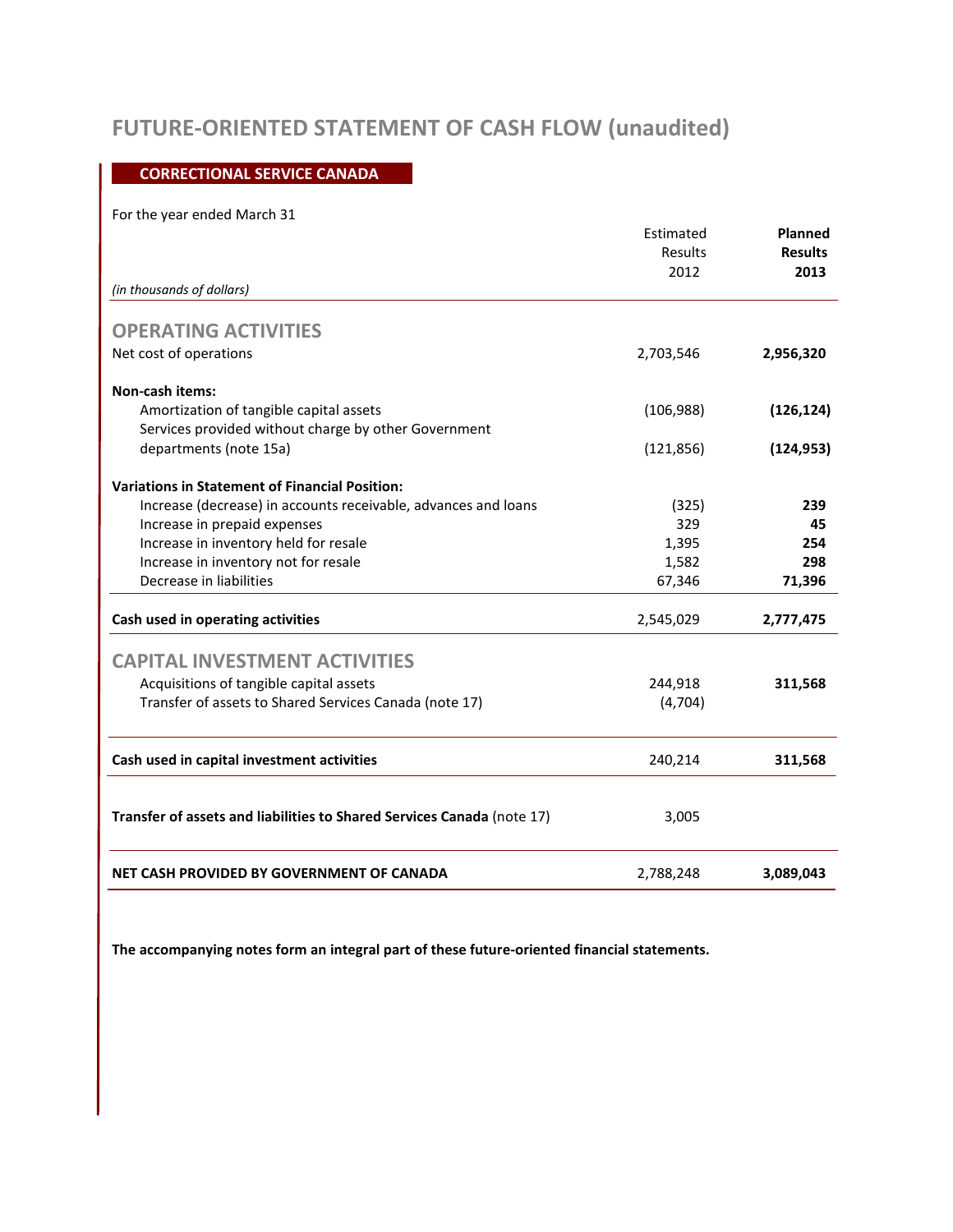# FUTURE-ORIENTED STATEMENT OF CASH FLOW (unaudited)

**CORRECTIONAL SERVICE CANADA**

For the year ended March 31

| *(in thousands of dollars)* | Estimated Results 2012 | **Planned Results 2013** |
|---|---|---|
| **OPERATING ACTIVITIES** | | |
| Net cost of operations | 2,703,546 | **2,956,320** |
| **Non-cash items:** | | |
| Amortization of tangible capital assets | (106,988) | **(126,124)** |
| Services provided without charge by other Government departments (note 15a) | (121,856) | **(124,953)** |
| **Variations in Statement of Financial Position:** | | |
| Increase (decrease) in accounts receivable, advances and loans | (325) | **239** |
| Increase in prepaid expenses | 329 | **45** |
| Increase in inventory held for resale | 1,395 | **254** |
| Increase in inventory not for resale | 1,582 | **298** |
| Decrease in liabilities | 67,346 | **71,396** |
| **Cash used in operating activities** | 2,545,029 | **2,777,475** |
| **CAPITAL INVESTMENT ACTIVITIES** | | |
| Acquisitions of tangible capital assets | 244,918 | **311,568** |
| Transfer of assets to Shared Services Canada (note 17) | (4,704) | |
| **Cash used in capital investment activities** | 240,214 | **311,568** |
| **Transfer of assets and liabilities to Shared Services Canada** (note 17) | 3,005 | |
| **NET CASH PROVIDED BY GOVERNMENT OF CANADA** | 2,788,248 | **3,089,043** |

**The accompanying notes form an integral part of these future-oriented financial statements.**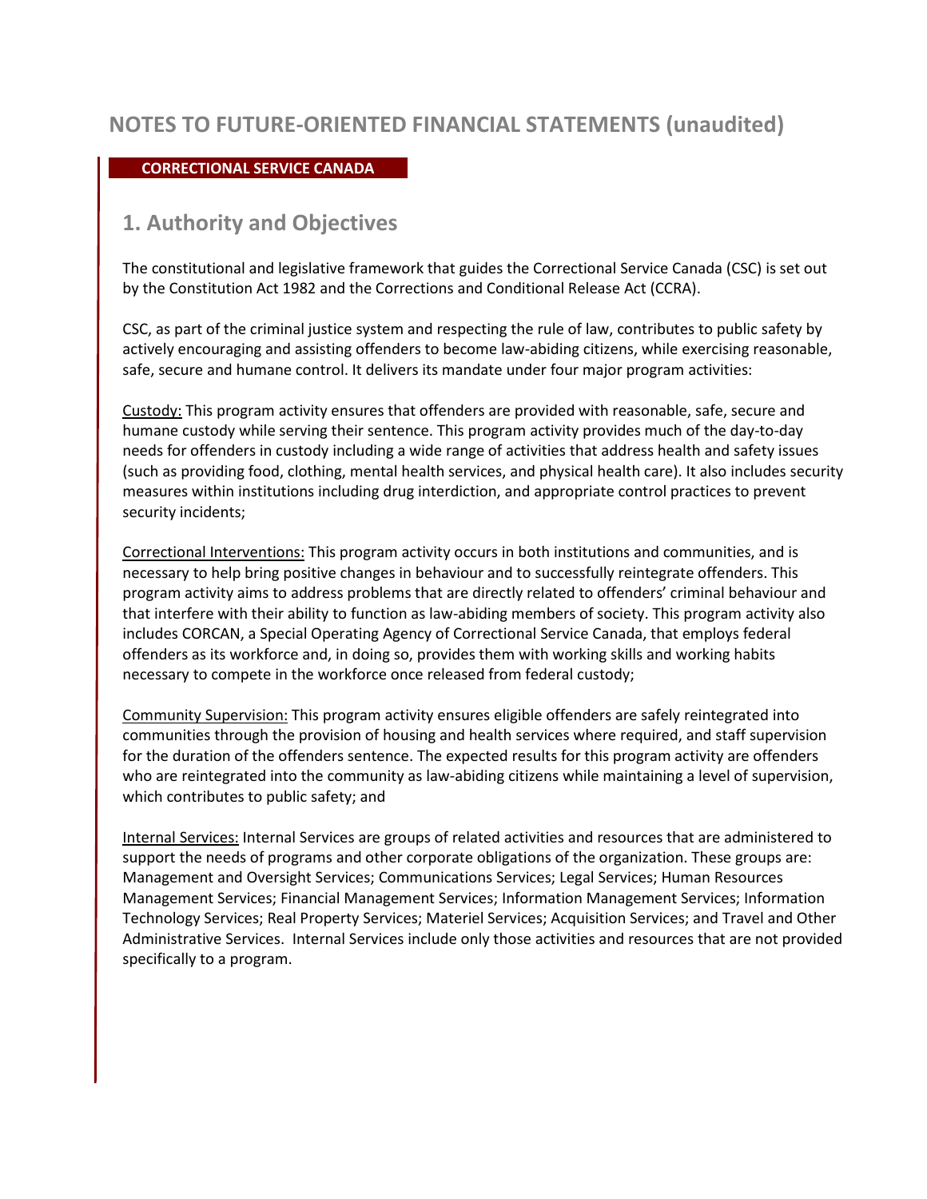# NOTES TO FUTURE-ORIENTED FINANCIAL STATEMENTS (unaudited)

**CORRECTIONAL SERVICE CANADA**

## 1. Authority and Objectives

The constitutional and legislative framework that guides the Correctional Service Canada (CSC) is set out by the Constitution Act 1982 and the Corrections and Conditional Release Act (CCRA).

CSC, as part of the criminal justice system and respecting the rule of law, contributes to public safety by actively encouraging and assisting offenders to become law-abiding citizens, while exercising reasonable, safe, secure and humane control. It delivers its mandate under four major program activities:

Custody: This program activity ensures that offenders are provided with reasonable, safe, secure and humane custody while serving their sentence. This program activity provides much of the day-to-day needs for offenders in custody including a wide range of activities that address health and safety issues (such as providing food, clothing, mental health services, and physical health care). It also includes security measures within institutions including drug interdiction, and appropriate control practices to prevent security incidents;

Correctional Interventions: This program activity occurs in both institutions and communities, and is necessary to help bring positive changes in behaviour and to successfully reintegrate offenders. This program activity aims to address problems that are directly related to offenders' criminal behaviour and that interfere with their ability to function as law-abiding members of society. This program activity also includes CORCAN, a Special Operating Agency of Correctional Service Canada, that employs federal offenders as its workforce and, in doing so, provides them with working skills and working habits necessary to compete in the workforce once released from federal custody;

Community Supervision: This program activity ensures eligible offenders are safely reintegrated into communities through the provision of housing and health services where required, and staff supervision for the duration of the offenders sentence. The expected results for this program activity are offenders who are reintegrated into the community as law-abiding citizens while maintaining a level of supervision, which contributes to public safety; and

Internal Services: Internal Services are groups of related activities and resources that are administered to support the needs of programs and other corporate obligations of the organization. These groups are: Management and Oversight Services; Communications Services; Legal Services; Human Resources Management Services; Financial Management Services; Information Management Services; Information Technology Services; Real Property Services; Materiel Services; Acquisition Services; and Travel and Other Administrative Services. Internal Services include only those activities and resources that are not provided specifically to a program.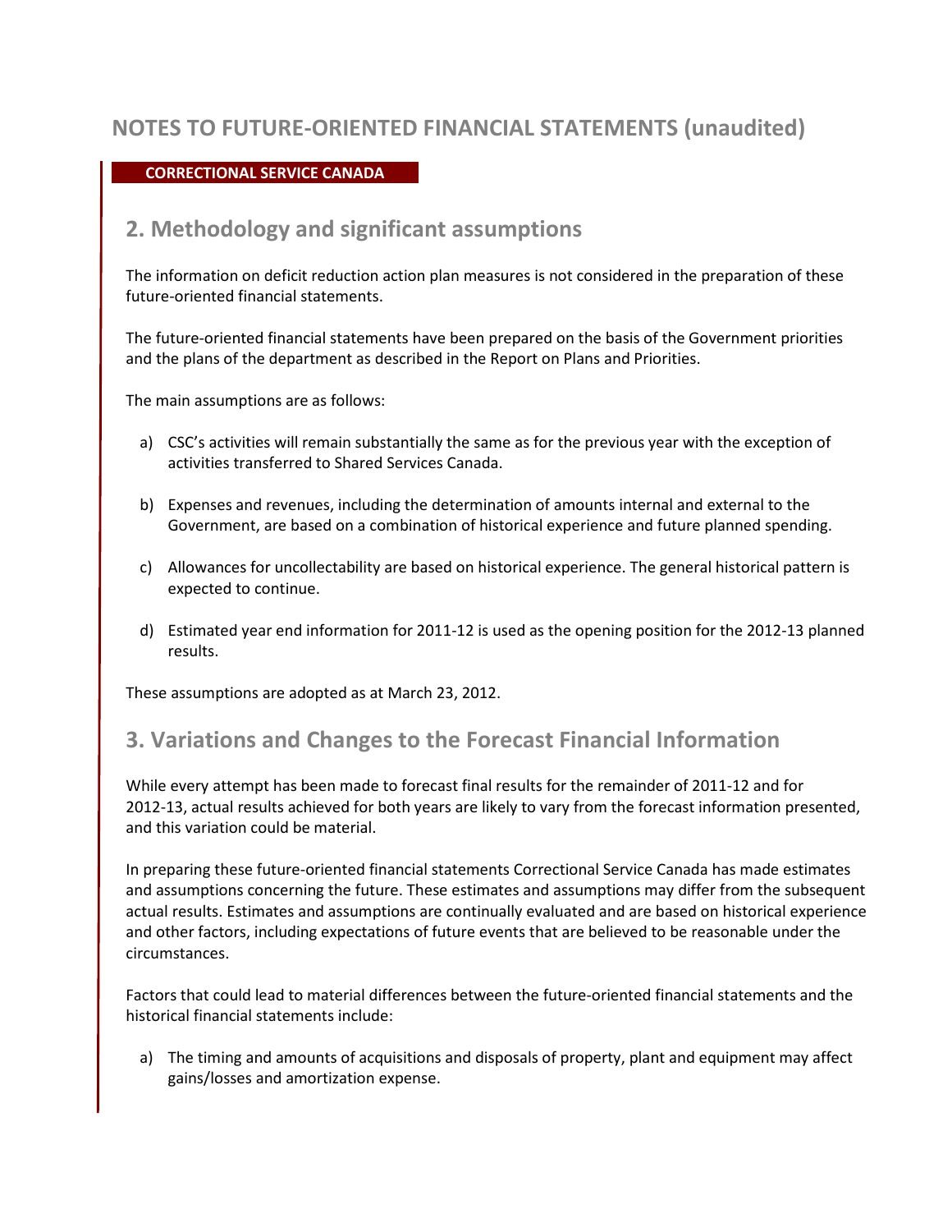# NOTES TO FUTURE-ORIENTED FINANCIAL STATEMENTS (unaudited)

**CORRECTIONAL SERVICE CANADA**

## 2. Methodology and significant assumptions

The information on deficit reduction action plan measures is not considered in the preparation of these future-oriented financial statements.

The future-oriented financial statements have been prepared on the basis of the Government priorities and the plans of the department as described in the Report on Plans and Priorities.

The main assumptions are as follows:

a) CSC's activities will remain substantially the same as for the previous year with the exception of activities transferred to Shared Services Canada.

b) Expenses and revenues, including the determination of amounts internal and external to the Government, are based on a combination of historical experience and future planned spending.

c) Allowances for uncollectability are based on historical experience. The general historical pattern is expected to continue.

d) Estimated year end information for 2011-12 is used as the opening position for the 2012-13 planned results.

These assumptions are adopted as at March 23, 2012.

## 3. Variations and Changes to the Forecast Financial Information

While every attempt has been made to forecast final results for the remainder of 2011-12 and for 2012-13, actual results achieved for both years are likely to vary from the forecast information presented, and this variation could be material.

In preparing these future-oriented financial statements Correctional Service Canada has made estimates and assumptions concerning the future. These estimates and assumptions may differ from the subsequent actual results. Estimates and assumptions are continually evaluated and are based on historical experience and other factors, including expectations of future events that are believed to be reasonable under the circumstances.

Factors that could lead to material differences between the future-oriented financial statements and the historical financial statements include:

a) The timing and amounts of acquisitions and disposals of property, plant and equipment may affect gains/losses and amortization expense.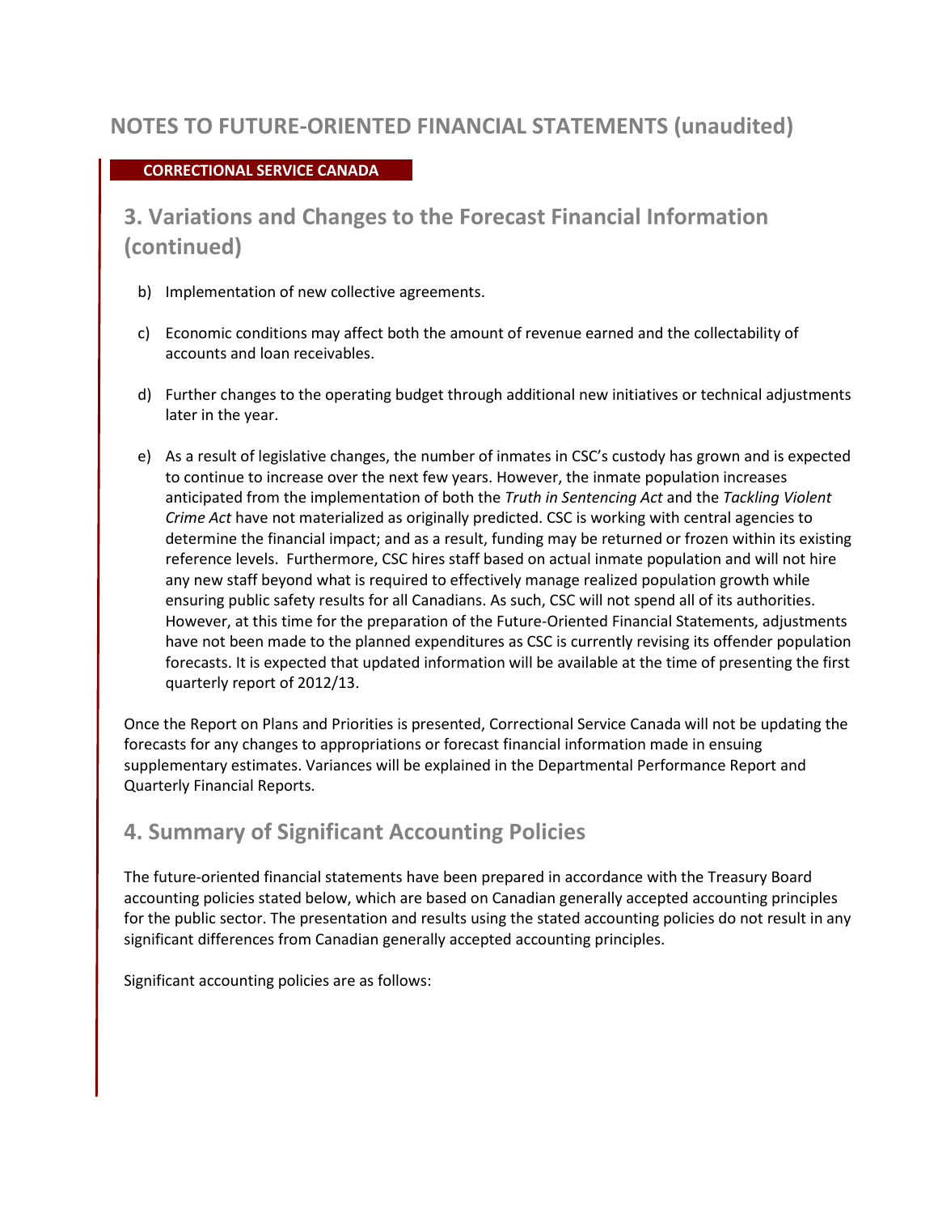# NOTES TO FUTURE-ORIENTED FINANCIAL STATEMENTS (unaudited)

**CORRECTIONAL SERVICE CANADA**

## 3. Variations and Changes to the Forecast Financial Information (continued)

b) Implementation of new collective agreements.

c) Economic conditions may affect both the amount of revenue earned and the collectability of accounts and loan receivables.

d) Further changes to the operating budget through additional new initiatives or technical adjustments later in the year.

e) As a result of legislative changes, the number of inmates in CSC's custody has grown and is expected to continue to increase over the next few years. However, the inmate population increases anticipated from the implementation of both the *Truth in Sentencing Act* and the *Tackling Violent Crime Act* have not materialized as originally predicted. CSC is working with central agencies to determine the financial impact; and as a result, funding may be returned or frozen within its existing reference levels. Furthermore, CSC hires staff based on actual inmate population and will not hire any new staff beyond what is required to effectively manage realized population growth while ensuring public safety results for all Canadians. As such, CSC will not spend all of its authorities. However, at this time for the preparation of the Future-Oriented Financial Statements, adjustments have not been made to the planned expenditures as CSC is currently revising its offender population forecasts. It is expected that updated information will be available at the time of presenting the first quarterly report of 2012/13.

Once the Report on Plans and Priorities is presented, Correctional Service Canada will not be updating the forecasts for any changes to appropriations or forecast financial information made in ensuing supplementary estimates. Variances will be explained in the Departmental Performance Report and Quarterly Financial Reports.

## 4. Summary of Significant Accounting Policies

The future-oriented financial statements have been prepared in accordance with the Treasury Board accounting policies stated below, which are based on Canadian generally accepted accounting principles for the public sector. The presentation and results using the stated accounting policies do not result in any significant differences from Canadian generally accepted accounting principles.

Significant accounting policies are as follows: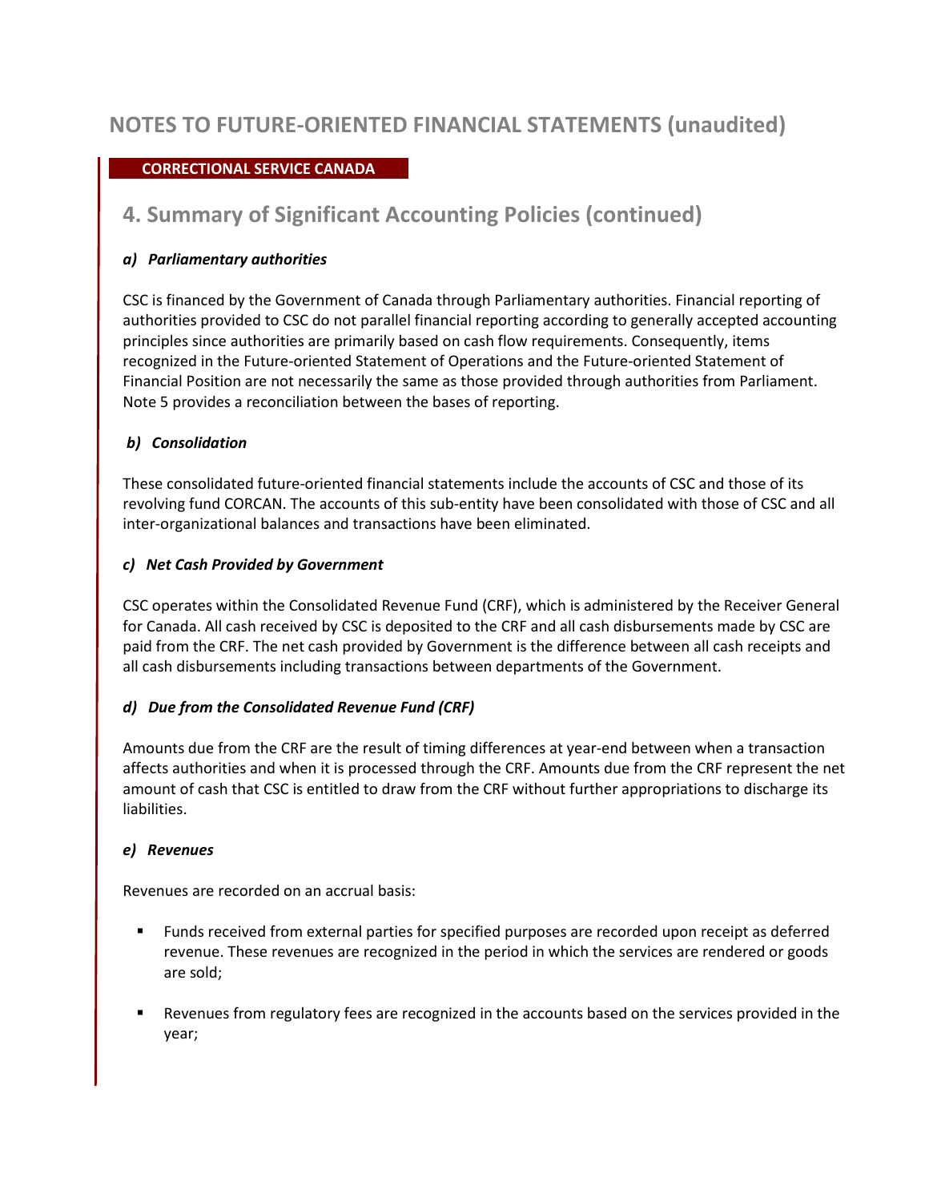# NOTES TO FUTURE-ORIENTED FINANCIAL STATEMENTS (unaudited)

**CORRECTIONAL SERVICE CANADA**

## 4. Summary of Significant Accounting Policies (continued)

### *a) Parliamentary authorities*

CSC is financed by the Government of Canada through Parliamentary authorities. Financial reporting of authorities provided to CSC do not parallel financial reporting according to generally accepted accounting principles since authorities are primarily based on cash flow requirements. Consequently, items recognized in the Future-oriented Statement of Operations and the Future-oriented Statement of Financial Position are not necessarily the same as those provided through authorities from Parliament. Note 5 provides a reconciliation between the bases of reporting.

### *b) Consolidation*

These consolidated future-oriented financial statements include the accounts of CSC and those of its revolving fund CORCAN. The accounts of this sub-entity have been consolidated with those of CSC and all inter-organizational balances and transactions have been eliminated.

### *c) Net Cash Provided by Government*

CSC operates within the Consolidated Revenue Fund (CRF), which is administered by the Receiver General for Canada. All cash received by CSC is deposited to the CRF and all cash disbursements made by CSC are paid from the CRF. The net cash provided by Government is the difference between all cash receipts and all cash disbursements including transactions between departments of the Government.

### *d) Due from the Consolidated Revenue Fund (CRF)*

Amounts due from the CRF are the result of timing differences at year-end between when a transaction affects authorities and when it is processed through the CRF. Amounts due from the CRF represent the net amount of cash that CSC is entitled to draw from the CRF without further appropriations to discharge its liabilities.

### *e) Revenues*

Revenues are recorded on an accrual basis:

- Funds received from external parties for specified purposes are recorded upon receipt as deferred revenue. These revenues are recognized in the period in which the services are rendered or goods are sold;
- Revenues from regulatory fees are recognized in the accounts based on the services provided in the year;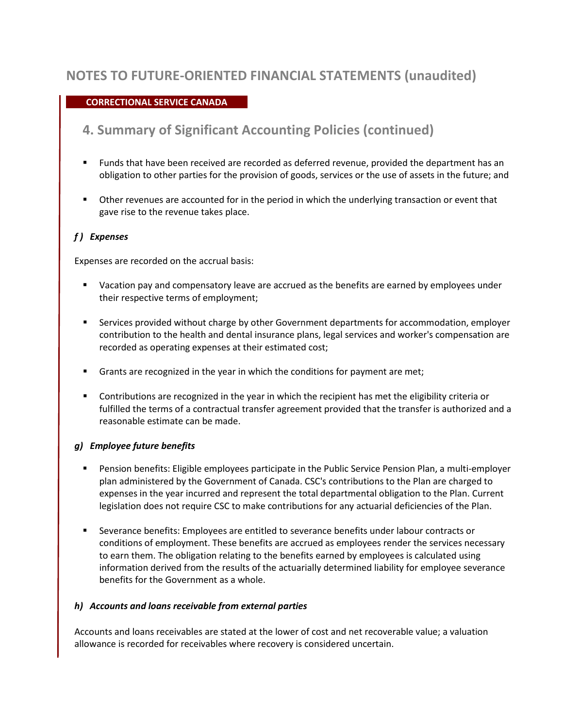# NOTES TO FUTURE-ORIENTED FINANCIAL STATEMENTS (unaudited)

**CORRECTIONAL SERVICE CANADA**

## 4. Summary of Significant Accounting Policies (continued)

- Funds that have been received are recorded as deferred revenue, provided the department has an obligation to other parties for the provision of goods, services or the use of assets in the future; and

- Other revenues are accounted for in the period in which the underlying transaction or event that gave rise to the revenue takes place.

### *f ) Expenses*

Expenses are recorded on the accrual basis:

- Vacation pay and compensatory leave are accrued as the benefits are earned by employees under their respective terms of employment;

- Services provided without charge by other Government departments for accommodation, employer contribution to the health and dental insurance plans, legal services and worker's compensation are recorded as operating expenses at their estimated cost;

- Grants are recognized in the year in which the conditions for payment are met;

- Contributions are recognized in the year in which the recipient has met the eligibility criteria or fulfilled the terms of a contractual transfer agreement provided that the transfer is authorized and a reasonable estimate can be made.

### *g) Employee future benefits*

- Pension benefits: Eligible employees participate in the Public Service Pension Plan, a multi-employer plan administered by the Government of Canada. CSC's contributions to the Plan are charged to expenses in the year incurred and represent the total departmental obligation to the Plan. Current legislation does not require CSC to make contributions for any actuarial deficiencies of the Plan.

- Severance benefits: Employees are entitled to severance benefits under labour contracts or conditions of employment. These benefits are accrued as employees render the services necessary to earn them. The obligation relating to the benefits earned by employees is calculated using information derived from the results of the actuarially determined liability for employee severance benefits for the Government as a whole.

### *h) Accounts and loans receivable from external parties*

Accounts and loans receivables are stated at the lower of cost and net recoverable value; a valuation allowance is recorded for receivables where recovery is considered uncertain.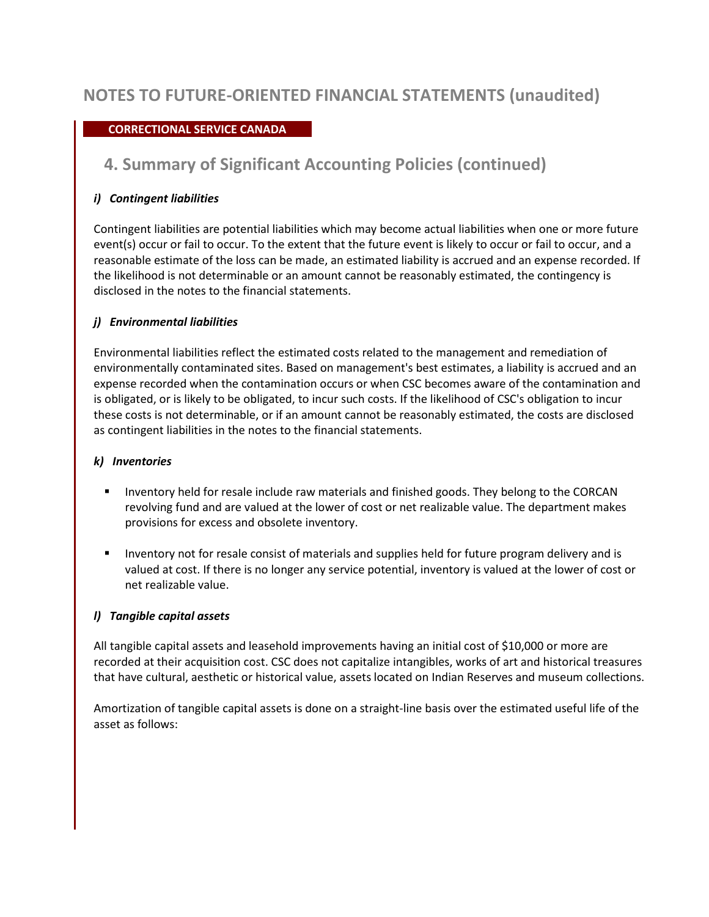# NOTES TO FUTURE-ORIENTED FINANCIAL STATEMENTS (unaudited)

**CORRECTIONAL SERVICE CANADA**

## 4. Summary of Significant Accounting Policies (continued)

### *i) Contingent liabilities*

Contingent liabilities are potential liabilities which may become actual liabilities when one or more future event(s) occur or fail to occur. To the extent that the future event is likely to occur or fail to occur, and a reasonable estimate of the loss can be made, an estimated liability is accrued and an expense recorded. If the likelihood is not determinable or an amount cannot be reasonably estimated, the contingency is disclosed in the notes to the financial statements.

### *j) Environmental liabilities*

Environmental liabilities reflect the estimated costs related to the management and remediation of environmentally contaminated sites. Based on management's best estimates, a liability is accrued and an expense recorded when the contamination occurs or when CSC becomes aware of the contamination and is obligated, or is likely to be obligated, to incur such costs. If the likelihood of CSC's obligation to incur these costs is not determinable, or if an amount cannot be reasonably estimated, the costs are disclosed as contingent liabilities in the notes to the financial statements.

### *k) Inventories*

- Inventory held for resale include raw materials and finished goods. They belong to the CORCAN revolving fund and are valued at the lower of cost or net realizable value. The department makes provisions for excess and obsolete inventory.
- Inventory not for resale consist of materials and supplies held for future program delivery and is valued at cost. If there is no longer any service potential, inventory is valued at the lower of cost or net realizable value.

### *l) Tangible capital assets*

All tangible capital assets and leasehold improvements having an initial cost of $10,000 or more are recorded at their acquisition cost. CSC does not capitalize intangibles, works of art and historical treasures that have cultural, aesthetic or historical value, assets located on Indian Reserves and museum collections.

Amortization of tangible capital assets is done on a straight-line basis over the estimated useful life of the asset as follows: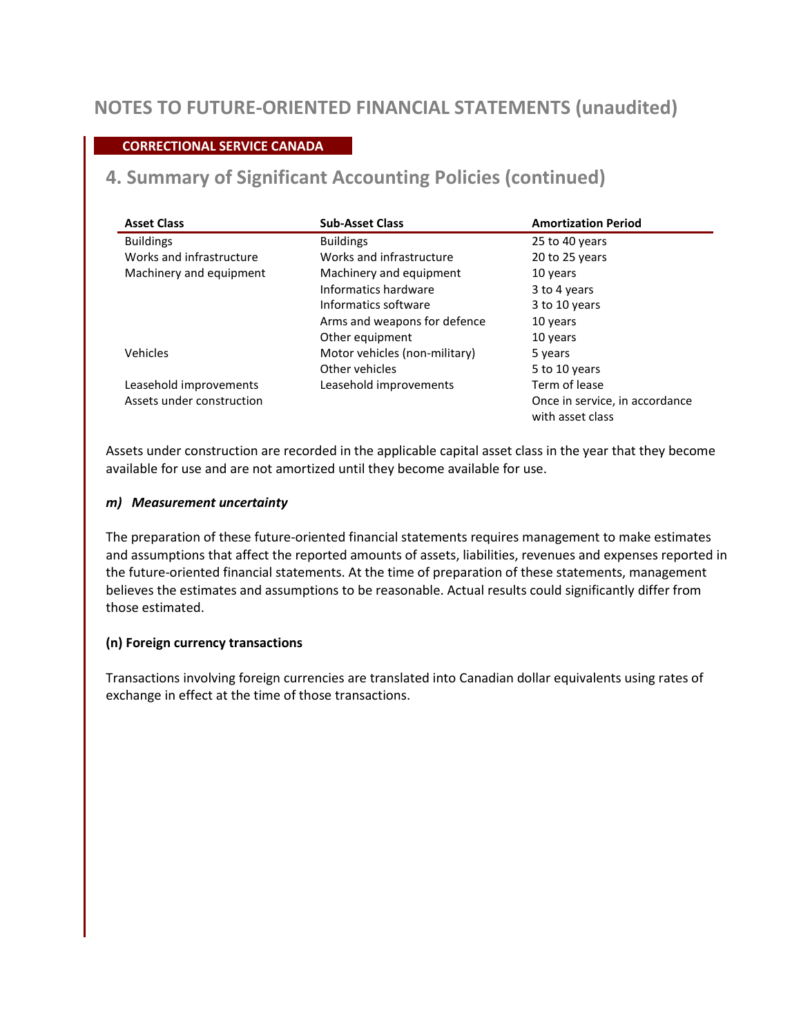# NOTES TO FUTURE-ORIENTED FINANCIAL STATEMENTS (unaudited)

**CORRECTIONAL SERVICE CANADA**

## 4. Summary of Significant Accounting Policies (continued)

| Asset Class | Sub-Asset Class | Amortization Period |
|---|---|---|
| Buildings | Buildings | 25 to 40 years |
| Works and infrastructure | Works and infrastructure | 20 to 25 years |
| Machinery and equipment | Machinery and equipment | 10 years |
| | Informatics hardware | 3 to 4 years |
| | Informatics software | 3 to 10 years |
| | Arms and weapons for defence | 10 years |
| | Other equipment | 10 years |
| Vehicles | Motor vehicles (non-military) | 5 years |
| | Other vehicles | 5 to 10 years |
| Leasehold improvements | Leasehold improvements | Term of lease |
| Assets under construction | | Once in service, in accordance with asset class |

Assets under construction are recorded in the applicable capital asset class in the year that they become available for use and are not amortized until they become available for use.

### *m) Measurement uncertainty*

The preparation of these future-oriented financial statements requires management to make estimates and assumptions that affect the reported amounts of assets, liabilities, revenues and expenses reported in the future-oriented financial statements. At the time of preparation of these statements, management believes the estimates and assumptions to be reasonable. Actual results could significantly differ from those estimated.

### (n) Foreign currency transactions

Transactions involving foreign currencies are translated into Canadian dollar equivalents using rates of exchange in effect at the time of those transactions.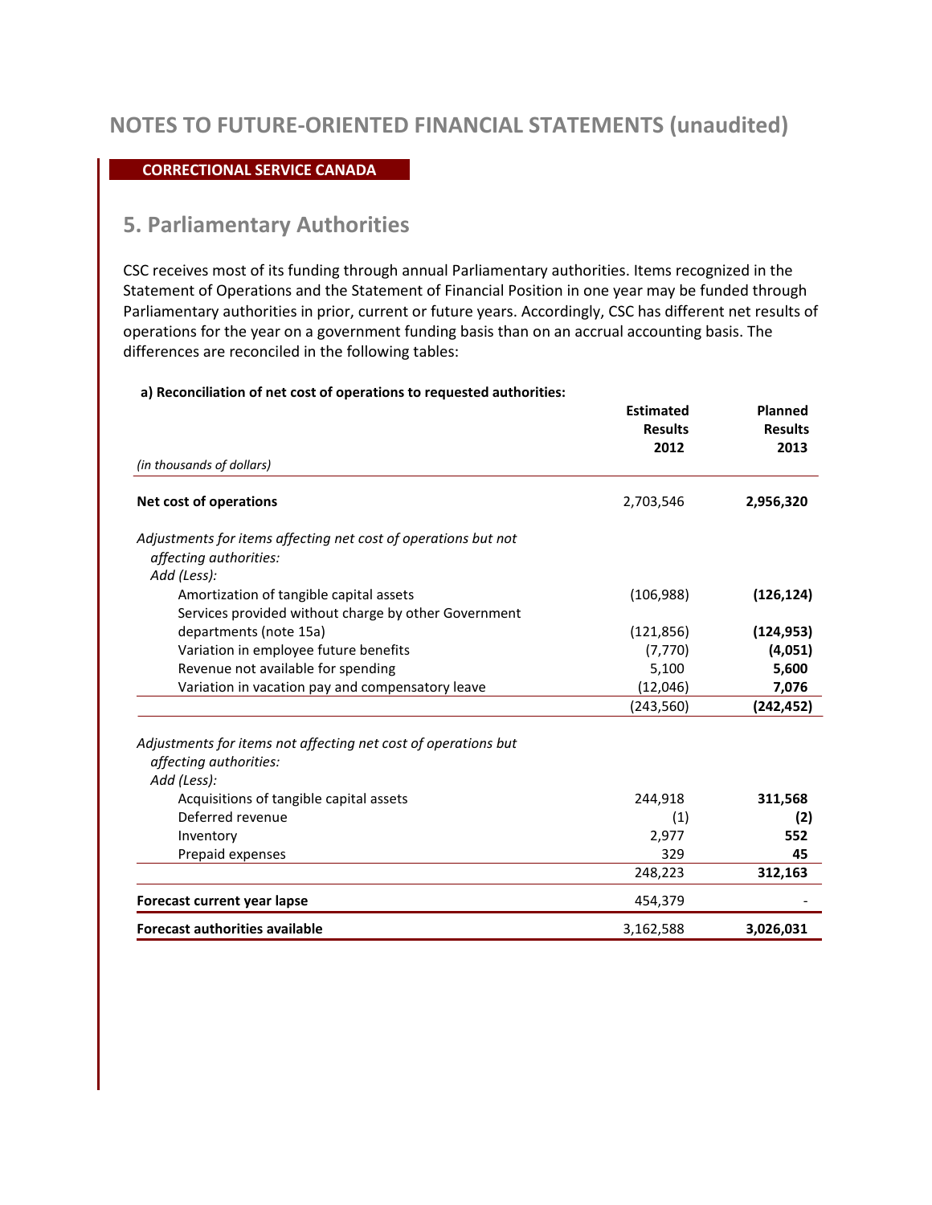# NOTES TO FUTURE-ORIENTED FINANCIAL STATEMENTS (unaudited)

**CORRECTIONAL SERVICE CANADA**

## 5. Parliamentary Authorities

CSC receives most of its funding through annual Parliamentary authorities. Items recognized in the Statement of Operations and the Statement of Financial Position in one year may be funded through Parliamentary authorities in prior, current or future years. Accordingly, CSC has different net results of operations for the year on a government funding basis than on an accrual accounting basis. The differences are reconciled in the following tables:

**a) Reconciliation of net cost of operations to requested authorities:**

| *(in thousands of dollars)* | **Estimated Results 2012** | **Planned Results 2013** |
|---|---|---|
| **Net cost of operations** | 2,703,546 | **2,956,320** |
| *Adjustments for items affecting net cost of operations but not affecting authorities:* | | |
| *Add (Less):* | | |
| Amortization of tangible capital assets | (106,988) | **(126,124)** |
| Services provided without charge by other Government departments (note 15a) | (121,856) | **(124,953)** |
| Variation in employee future benefits | (7,770) | **(4,051)** |
| Revenue not available for spending | 5,100 | **5,600** |
| Variation in vacation pay and compensatory leave | (12,046) | **7,076** |
| | (243,560) | **(242,452)** |
| *Adjustments for items not affecting net cost of operations but affecting authorities:* | | |
| *Add (Less):* | | |
| Acquisitions of tangible capital assets | 244,918 | **311,568** |
| Deferred revenue | (1) | **(2)** |
| Inventory | 2,977 | **552** |
| Prepaid expenses | 329 | **45** |
| | 248,223 | **312,163** |
| **Forecast current year lapse** | 454,379 | - |
| **Forecast authorities available** | 3,162,588 | **3,026,031** |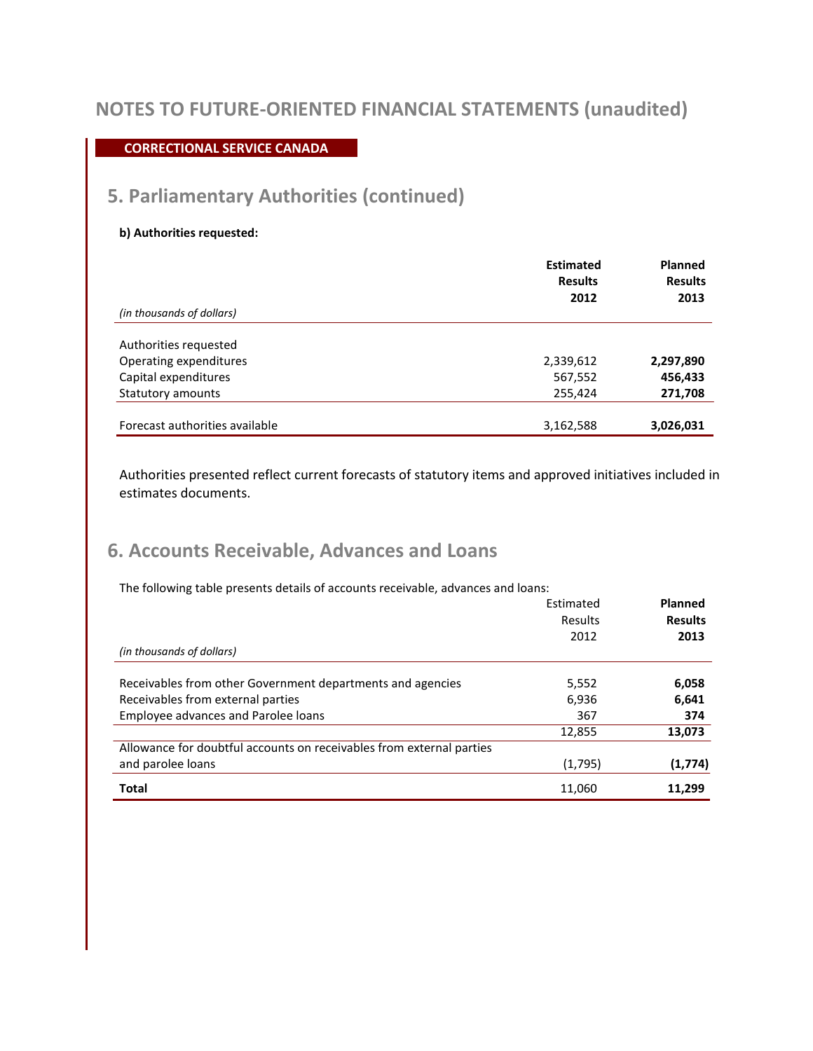# NOTES TO FUTURE-ORIENTED FINANCIAL STATEMENTS (unaudited)

**CORRECTIONAL SERVICE CANADA**

## 5. Parliamentary Authorities (continued)

**b) Authorities requested:**

| *(in thousands of dollars)* | Estimated Results 2012 | Planned Results 2013 |
|---|---|---|
| Authorities requested | | |
| Operating expenditures | 2,339,612 | **2,297,890** |
| Capital expenditures | 567,552 | **456,433** |
| Statutory amounts | 255,424 | **271,708** |
| Forecast authorities available | 3,162,588 | **3,026,031** |

Authorities presented reflect current forecasts of statutory items and approved initiatives included in estimates documents.

## 6. Accounts Receivable, Advances and Loans

The following table presents details of accounts receivable, advances and loans:

| *(in thousands of dollars)* | Estimated Results 2012 | **Planned Results 2013** |
|---|---|---|
| Receivables from other Government departments and agencies | 5,552 | **6,058** |
| Receivables from external parties | 6,936 | **6,641** |
| Employee advances and Parolee loans | 367 | **374** |
| | 12,855 | **13,073** |
| Allowance for doubtful accounts on receivables from external parties and parolee loans | (1,795) | **(1,774)** |
| **Total** | 11,060 | **11,299** |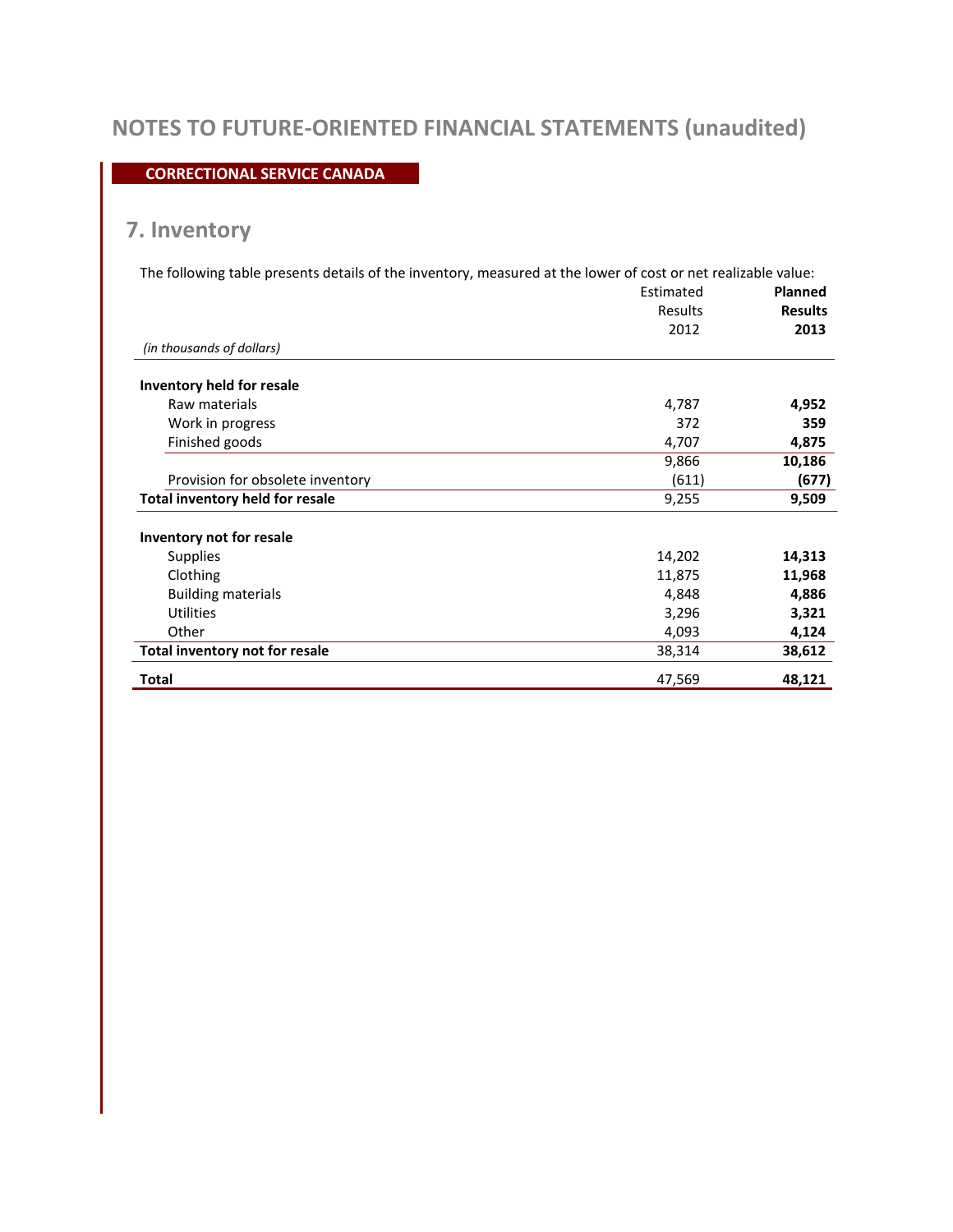# NOTES TO FUTURE-ORIENTED FINANCIAL STATEMENTS (unaudited)

**CORRECTIONAL SERVICE CANADA**

## 7. Inventory

The following table presents details of the inventory, measured at the lower of cost or net realizable value:

| *(in thousands of dollars)* | Estimated Results 2012 | **Planned Results 2013** |
|---|---|---|
| **Inventory held for resale** | | |
| Raw materials | 4,787 | **4,952** |
| Work in progress | 372 | **359** |
| Finished goods | 4,707 | **4,875** |
| | 9,866 | **10,186** |
| Provision for obsolete inventory | (611) | **(677)** |
| **Total inventory held for resale** | 9,255 | **9,509** |
| **Inventory not for resale** | | |
| Supplies | 14,202 | **14,313** |
| Clothing | 11,875 | **11,968** |
| Building materials | 4,848 | **4,886** |
| Utilities | 3,296 | **3,321** |
| Other | 4,093 | **4,124** |
| **Total inventory not for resale** | 38,314 | **38,612** |
| **Total** | 47,569 | **48,121** |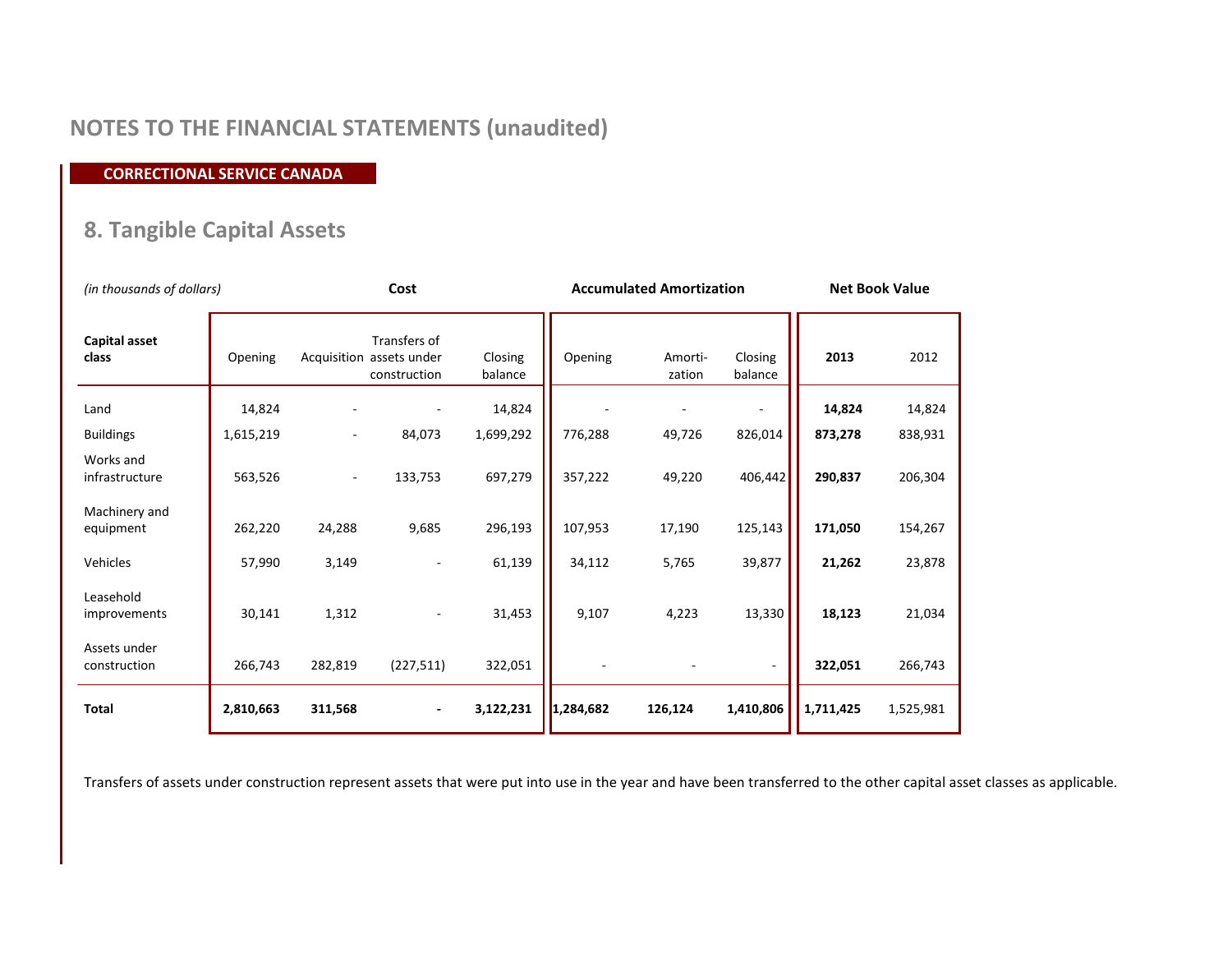## NOTES TO THE FINANCIAL STATEMENTS (unaudited)

**CORRECTIONAL SERVICE CANADA**

## 8. Tangible Capital Assets

| *(in thousands of dollars)* | Cost | | | | Accumulated Amortization | | | Net Book Value | |
|---|---|---|---|---|---|---|---|---|---|
| **Capital asset class** | Opening | Acquisition | Transfers of assets under construction | Closing balance | Opening | Amorti-zation | Closing balance | **2013** | 2012 |
| Land | 14,824 | - | - | 14,824 | - | - | - | **14,824** | 14,824 |
| Buildings | 1,615,219 | - | 84,073 | 1,699,292 | 776,288 | 49,726 | 826,014 | **873,278** | 838,931 |
| Works and infrastructure | 563,526 | - | 133,753 | 697,279 | 357,222 | 49,220 | 406,442 | **290,837** | 206,304 |
| Machinery and equipment | 262,220 | 24,288 | 9,685 | 296,193 | 107,953 | 17,190 | 125,143 | **171,050** | 154,267 |
| Vehicles | 57,990 | 3,149 | - | 61,139 | 34,112 | 5,765 | 39,877 | **21,262** | 23,878 |
| Leasehold improvements | 30,141 | 1,312 | - | 31,453 | 9,107 | 4,223 | 13,330 | **18,123** | 21,034 |
| Assets under construction | 266,743 | 282,819 | (227,511) | 322,051 | - | - | - | **322,051** | 266,743 |
| **Total** | **2,810,663** | **311,568** | **-** | **3,122,231** | **1,284,682** | **126,124** | **1,410,806** | **1,711,425** | 1,525,981 |

Transfers of assets under construction represent assets that were put into use in the year and have been transferred to the other capital asset classes as applicable.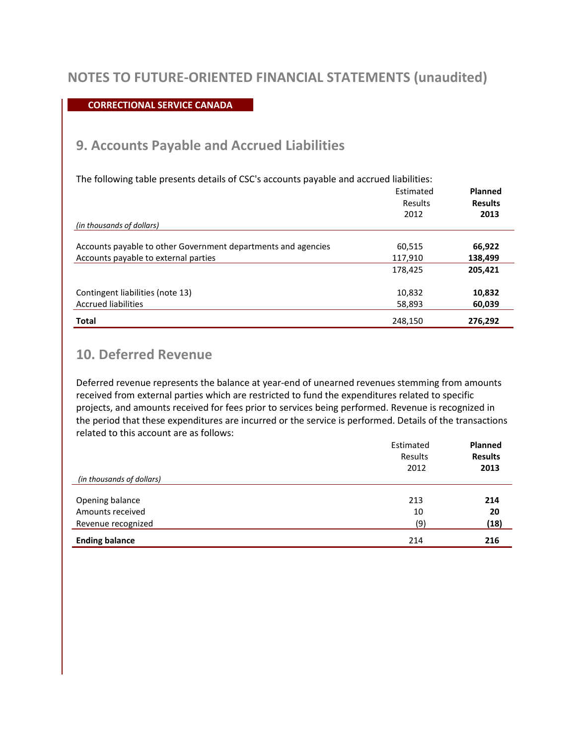# NOTES TO FUTURE-ORIENTED FINANCIAL STATEMENTS (unaudited)

**CORRECTIONAL SERVICE CANADA**

## 9. Accounts Payable and Accrued Liabilities

The following table presents details of CSC's accounts payable and accrued liabilities:

| *(in thousands of dollars)* | Estimated Results 2012 | **Planned Results 2013** |
|---|---|---|
| Accounts payable to other Government departments and agencies | 60,515 | **66,922** |
| Accounts payable to external parties | 117,910 | **138,499** |
| | 178,425 | **205,421** |
| Contingent liabilities (note 13) | 10,832 | **10,832** |
| Accrued liabilities | 58,893 | **60,039** |
| **Total** | 248,150 | **276,292** |

## 10. Deferred Revenue

Deferred revenue represents the balance at year-end of unearned revenues stemming from amounts received from external parties which are restricted to fund the expenditures related to specific projects, and amounts received for fees prior to services being performed. Revenue is recognized in the period that these expenditures are incurred or the service is performed. Details of the transactions related to this account are as follows:

| *(in thousands of dollars)* | Estimated Results 2012 | **Planned Results 2013** |
|---|---|---|
| Opening balance | 213 | **214** |
| Amounts received | 10 | **20** |
| Revenue recognized | (9) | **(18)** |
| **Ending balance** | 214 | **216** |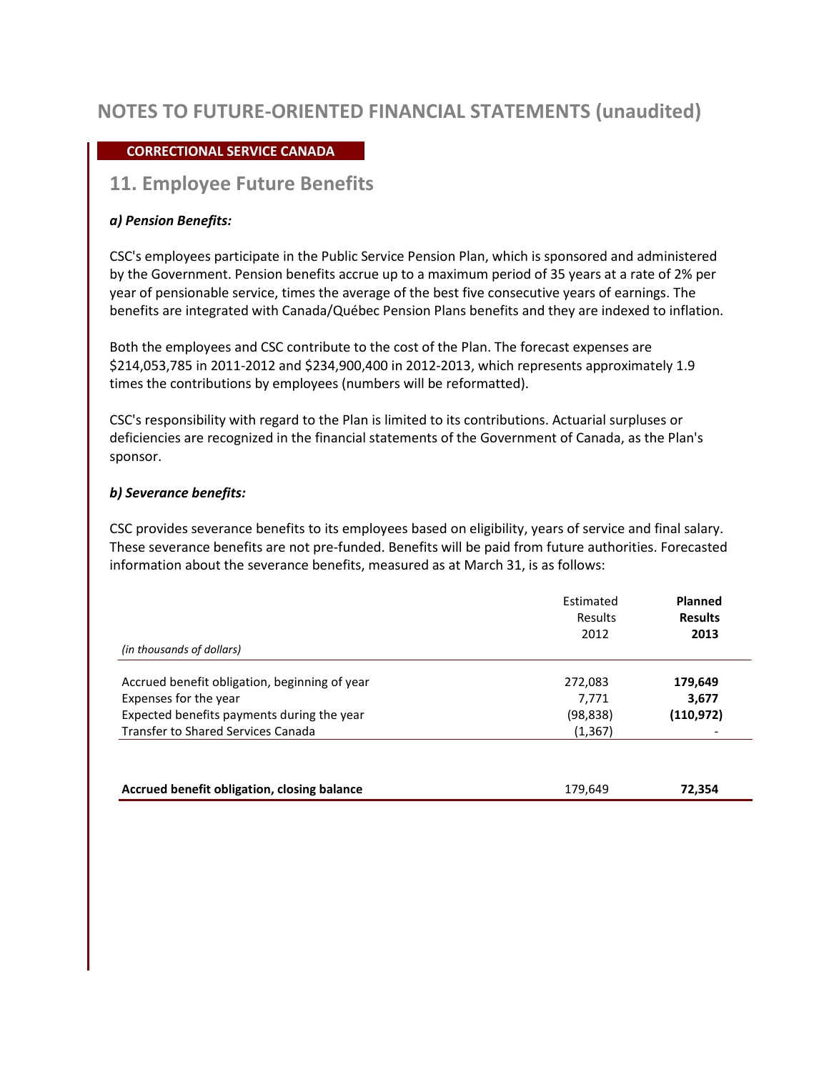# NOTES TO FUTURE-ORIENTED FINANCIAL STATEMENTS (unaudited)

**CORRECTIONAL SERVICE CANADA**

## 11. Employee Future Benefits

***a) Pension Benefits:***

CSC's employees participate in the Public Service Pension Plan, which is sponsored and administered by the Government. Pension benefits accrue up to a maximum period of 35 years at a rate of 2% per year of pensionable service, times the average of the best five consecutive years of earnings. The benefits are integrated with Canada/Québec Pension Plans benefits and they are indexed to inflation.

Both the employees and CSC contribute to the cost of the Plan. The forecast expenses are $214,053,785 in 2011-2012 and $234,900,400 in 2012-2013, which represents approximately 1.9 times the contributions by employees (numbers will be reformatted).

CSC's responsibility with regard to the Plan is limited to its contributions. Actuarial surpluses or deficiencies are recognized in the financial statements of the Government of Canada, as the Plan's sponsor.

***b) Severance benefits:***

CSC provides severance benefits to its employees based on eligibility, years of service and final salary. These severance benefits are not pre-funded. Benefits will be paid from future authorities. Forecasted information about the severance benefits, measured as at March 31, is as follows:

| *(in thousands of dollars)* | Estimated Results 2012 | **Planned Results 2013** |
|---|---|---|
| Accrued benefit obligation, beginning of year | 272,083 | **179,649** |
| Expenses for the year | 7,771 | **3,677** |
| Expected benefits payments during the year | (98,838) | **(110,972)** |
| Transfer to Shared Services Canada | (1,367) | - |
| **Accrued benefit obligation, closing balance** | 179,649 | **72,354** |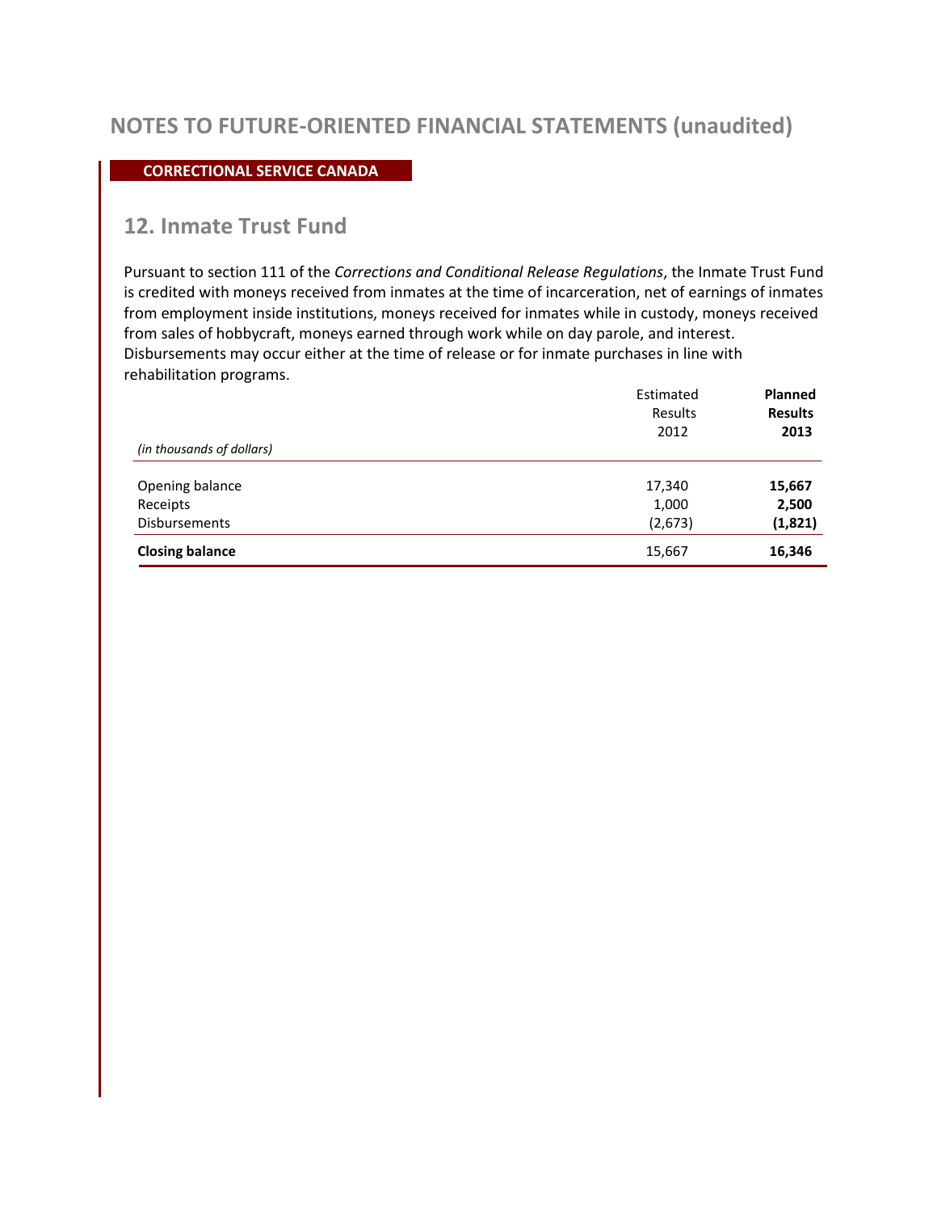# NOTES TO FUTURE-ORIENTED FINANCIAL STATEMENTS (unaudited)

**CORRECTIONAL SERVICE CANADA**

## 12. Inmate Trust Fund

Pursuant to section 111 of the *Corrections and Conditional Release Regulations*, the Inmate Trust Fund is credited with moneys received from inmates at the time of incarceration, net of earnings of inmates from employment inside institutions, moneys received for inmates while in custody, moneys received from sales of hobbycraft, moneys earned through work while on day parole, and interest. Disbursements may occur either at the time of release or for inmate purchases in line with rehabilitation programs.

| *(in thousands of dollars)* | Estimated Results 2012 | **Planned Results 2013** |
|---|---|---|
| Opening balance | 17,340 | **15,667** |
| Receipts | 1,000 | **2,500** |
| Disbursements | (2,673) | **(1,821)** |
| **Closing balance** | 15,667 | **16,346** |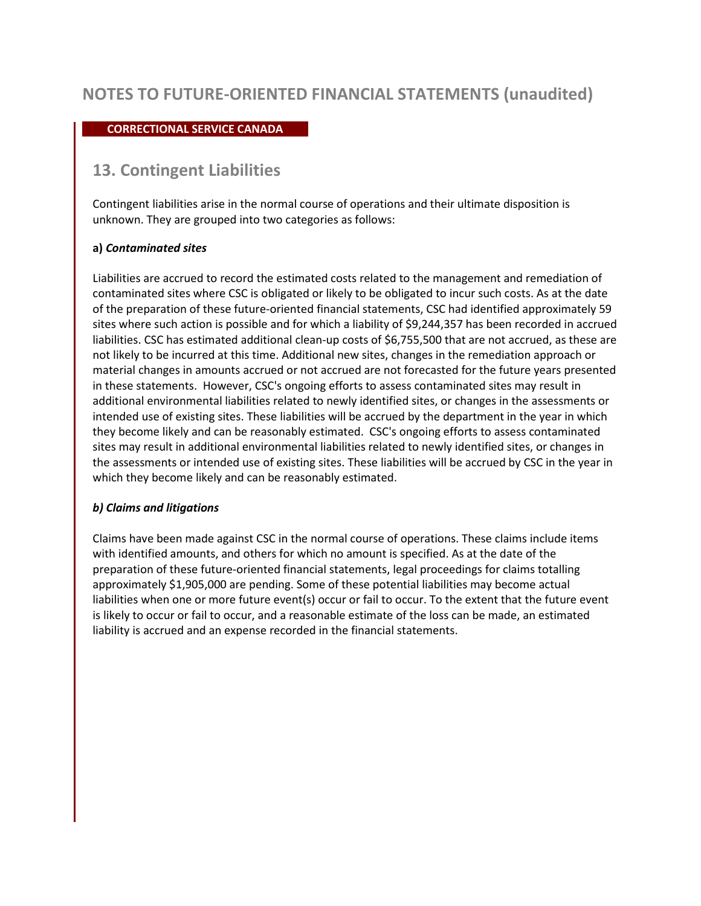# NOTES TO FUTURE-ORIENTED FINANCIAL STATEMENTS (unaudited)

**CORRECTIONAL SERVICE CANADA**

## 13. Contingent Liabilities

Contingent liabilities arise in the normal course of operations and their ultimate disposition is unknown. They are grouped into two categories as follows:

**a)** ***Contaminated sites***

Liabilities are accrued to record the estimated costs related to the management and remediation of contaminated sites where CSC is obligated or likely to be obligated to incur such costs. As at the date of the preparation of these future-oriented financial statements, CSC had identified approximately 59 sites where such action is possible and for which a liability of $9,244,357 has been recorded in accrued liabilities. CSC has estimated additional clean-up costs of $6,755,500 that are not accrued, as these are not likely to be incurred at this time. Additional new sites, changes in the remediation approach or material changes in amounts accrued or not accrued are not forecasted for the future years presented in these statements. However, CSC's ongoing efforts to assess contaminated sites may result in additional environmental liabilities related to newly identified sites, or changes in the assessments or intended use of existing sites. These liabilities will be accrued by the department in the year in which they become likely and can be reasonably estimated. CSC's ongoing efforts to assess contaminated sites may result in additional environmental liabilities related to newly identified sites, or changes in the assessments or intended use of existing sites. These liabilities will be accrued by CSC in the year in which they become likely and can be reasonably estimated.

***b) Claims and litigations***

Claims have been made against CSC in the normal course of operations. These claims include items with identified amounts, and others for which no amount is specified. As at the date of the preparation of these future-oriented financial statements, legal proceedings for claims totalling approximately $1,905,000 are pending. Some of these potential liabilities may become actual liabilities when one or more future event(s) occur or fail to occur. To the extent that the future event is likely to occur or fail to occur, and a reasonable estimate of the loss can be made, an estimated liability is accrued and an expense recorded in the financial statements.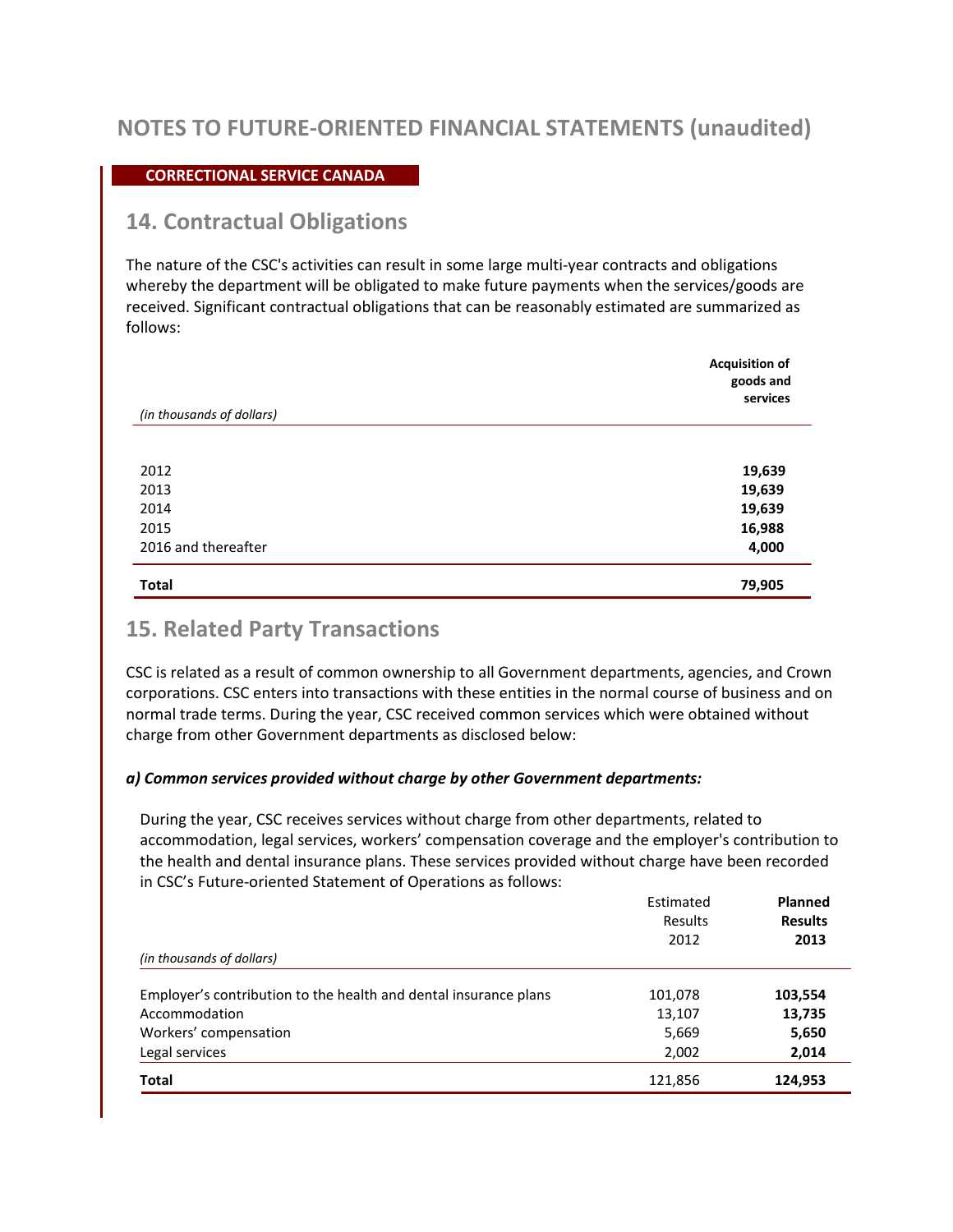# NOTES TO FUTURE-ORIENTED FINANCIAL STATEMENTS (unaudited)

**CORRECTIONAL SERVICE CANADA**

## 14. Contractual Obligations

The nature of the CSC's activities can result in some large multi-year contracts and obligations whereby the department will be obligated to make future payments when the services/goods are received. Significant contractual obligations that can be reasonably estimated are summarized as follows:

| *(in thousands of dollars)* | **Acquisition of goods and services** |
|---|---|
| 2012 | **19,639** |
| 2013 | **19,639** |
| 2014 | **19,639** |
| 2015 | **16,988** |
| 2016 and thereafter | **4,000** |
| **Total** | **79,905** |

## 15. Related Party Transactions

CSC is related as a result of common ownership to all Government departments, agencies, and Crown corporations. CSC enters into transactions with these entities in the normal course of business and on normal trade terms. During the year, CSC received common services which were obtained without charge from other Government departments as disclosed below:

***a) Common services provided without charge by other Government departments:***

During the year, CSC receives services without charge from other departments, related to accommodation, legal services, workers' compensation coverage and the employer's contribution to the health and dental insurance plans. These services provided without charge have been recorded in CSC's Future-oriented Statement of Operations as follows:

| *(in thousands of dollars)* | Estimated Results 2012 | **Planned Results 2013** |
|---|---|---|
| Employer's contribution to the health and dental insurance plans | 101,078 | **103,554** |
| Accommodation | 13,107 | **13,735** |
| Workers' compensation | 5,669 | **5,650** |
| Legal services | 2,002 | **2,014** |
| **Total** | 121,856 | **124,953** |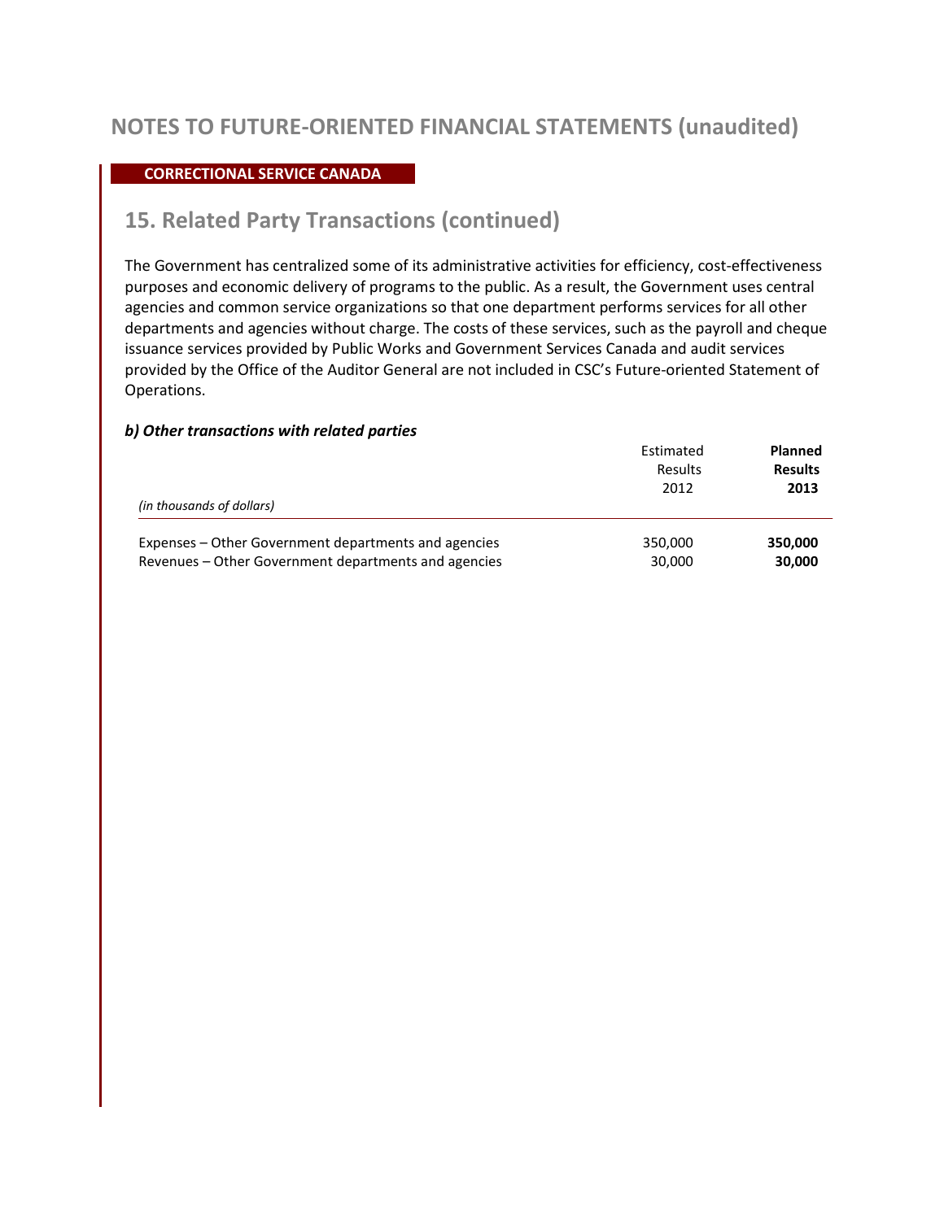# NOTES TO FUTURE-ORIENTED FINANCIAL STATEMENTS (unaudited)

**CORRECTIONAL SERVICE CANADA**

## 15. Related Party Transactions (continued)

The Government has centralized some of its administrative activities for efficiency, cost-effectiveness purposes and economic delivery of programs to the public. As a result, the Government uses central agencies and common service organizations so that one department performs services for all other departments and agencies without charge. The costs of these services, such as the payroll and cheque issuance services provided by Public Works and Government Services Canada and audit services provided by the Office of the Auditor General are not included in CSC's Future-oriented Statement of Operations.

### *b) Other transactions with related parties*

| *(in thousands of dollars)* | Estimated Results 2012 | **Planned Results 2013** |
|---|---|---|
| Expenses – Other Government departments and agencies | 350,000 | **350,000** |
| Revenues – Other Government departments and agencies | 30,000 | **30,000** |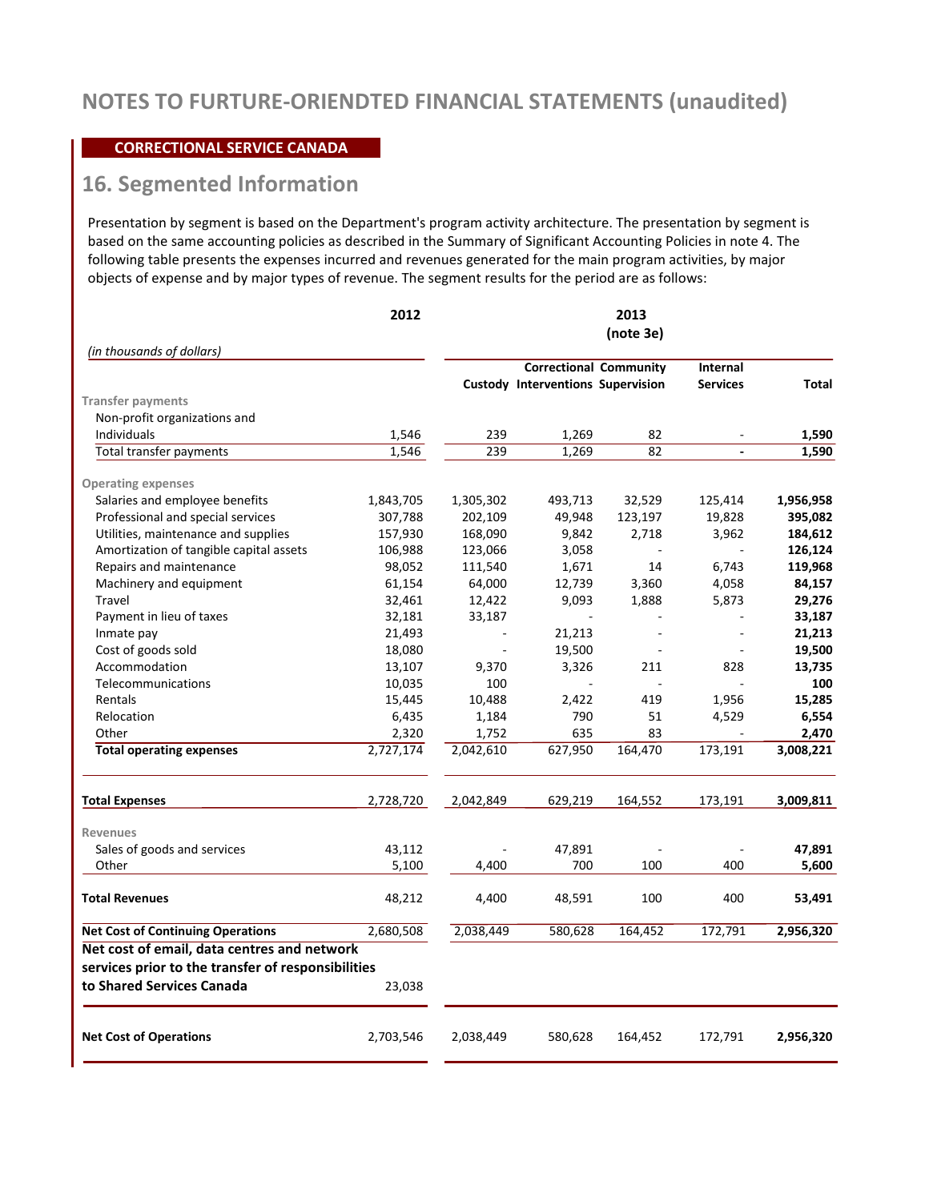# NOTES TO FURTURE-ORIENDTED FINANCIAL STATEMENTS (unaudited)

**CORRECTIONAL SERVICE CANADA**

## 16. Segmented Information

Presentation by segment is based on the Department's program activity architecture. The presentation by segment is based on the same accounting policies as described in the Summary of Significant Accounting Policies in note 4. The following table presents the expenses incurred and revenues generated for the main program activities, by major objects of expense and by major types of revenue. The segment results for the period are as follows:

| *(in thousands of dollars)* | 2012 | 2013 (note 3e) | | | | |
|---|---|---|---|---|---|---|
| | | Custody | Correctional Interventions | Community Supervision | Internal Services | Total |
| **Transfer payments** | | | | | | |
| Non-profit organizations and Individuals | 1,546 | 239 | 1,269 | 82 | - | **1,590** |
| Total transfer payments | 1,546 | 239 | 1,269 | 82 | - | **1,590** |
| **Operating expenses** | | | | | | |
| Salaries and employee benefits | 1,843,705 | 1,305,302 | 493,713 | 32,529 | 125,414 | **1,956,958** |
| Professional and special services | 307,788 | 202,109 | 49,948 | 123,197 | 19,828 | **395,082** |
| Utilities, maintenance and supplies | 157,930 | 168,090 | 9,842 | 2,718 | 3,962 | **184,612** |
| Amortization of tangible capital assets | 106,988 | 123,066 | 3,058 | - | - | **126,124** |
| Repairs and maintenance | 98,052 | 111,540 | 1,671 | 14 | 6,743 | **119,968** |
| Machinery and equipment | 61,154 | 64,000 | 12,739 | 3,360 | 4,058 | **84,157** |
| Travel | 32,461 | 12,422 | 9,093 | 1,888 | 5,873 | **29,276** |
| Payment in lieu of taxes | 32,181 | 33,187 | - | - | - | **33,187** |
| Inmate pay | 21,493 | - | 21,213 | - | - | **21,213** |
| Cost of goods sold | 18,080 | - | 19,500 | - | - | **19,500** |
| Accommodation | 13,107 | 9,370 | 3,326 | 211 | 828 | **13,735** |
| Telecommunications | 10,035 | 100 | - | - | - | **100** |
| Rentals | 15,445 | 10,488 | 2,422 | 419 | 1,956 | **15,285** |
| Relocation | 6,435 | 1,184 | 790 | 51 | 4,529 | **6,554** |
| Other | 2,320 | 1,752 | 635 | 83 | - | **2,470** |
| **Total operating expenses** | 2,727,174 | 2,042,610 | 627,950 | 164,470 | 173,191 | **3,008,221** |
| **Total Expenses** | 2,728,720 | 2,042,849 | 629,219 | 164,552 | 173,191 | **3,009,811** |
| **Revenues** | | | | | | |
| Sales of goods and services | 43,112 | - | 47,891 | - | - | **47,891** |
| Other | 5,100 | 4,400 | 700 | 100 | 400 | **5,600** |
| **Total Revenues** | 48,212 | 4,400 | 48,591 | 100 | 400 | **53,491** |
| **Net Cost of Continuing Operations** | 2,680,508 | 2,038,449 | 580,628 | 164,452 | 172,791 | **2,956,320** |
| **Net cost of email, data centres and network services prior to the transfer of responsibilities to Shared Services Canada** | 23,038 | | | | | |
| **Net Cost of Operations** | 2,703,546 | 2,038,449 | 580,628 | 164,452 | 172,791 | **2,956,320** |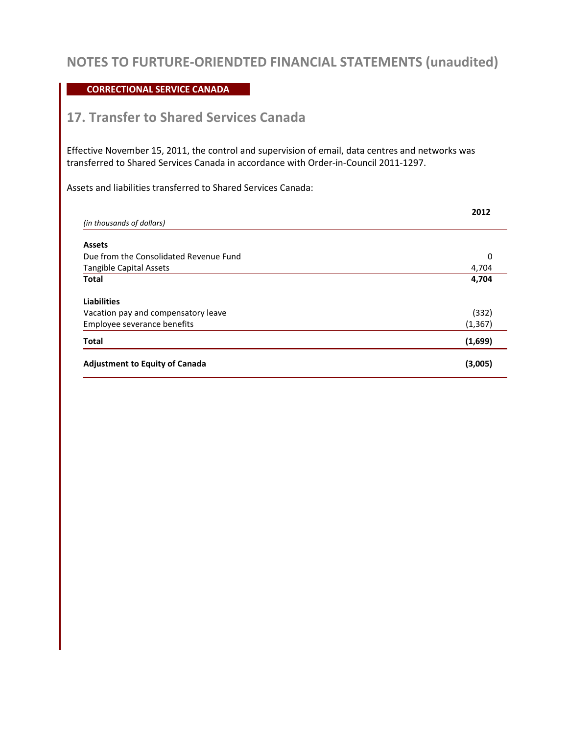# NOTES TO FURTURE-ORIENDTED FINANCIAL STATEMENTS (unaudited)

**CORRECTIONAL SERVICE CANADA**

## 17. Transfer to Shared Services Canada

Effective November 15, 2011, the control and supervision of email, data centres and networks was transferred to Shared Services Canada in accordance with Order-in-Council 2011-1297.

Assets and liabilities transferred to Shared Services Canada:

| *(in thousands of dollars)* | **2012** |
|---|---|
| **Assets** | |
| Due from the Consolidated Revenue Fund | 0 |
| Tangible Capital Assets | 4,704 |
| **Total** | **4,704** |
| **Liabilities** | |
| Vacation pay and compensatory leave | (332) |
| Employee severance benefits | (1,367) |
| **Total** | **(1,699)** |
| **Adjustment to Equity of Canada** | **(3,005)** |